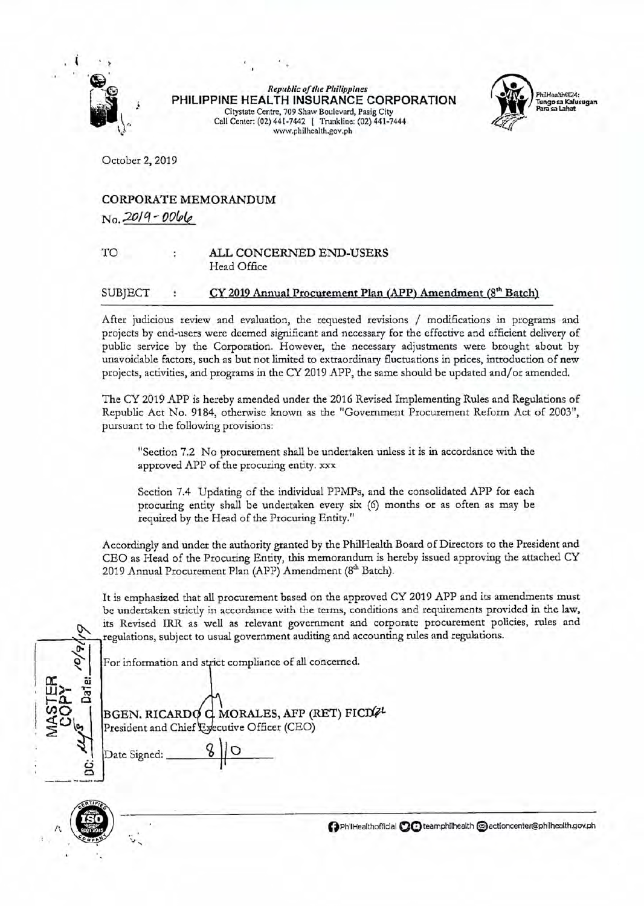*Republic of the Philippines*
**PHILIPPINE HEALTH INSURANCE CORPORATION**
Citystate Centre, 709 Shaw Boulevard, Pasig City
Call Center: (02) 441-7442 | Trunkline: (02) 441-7444
www.philhealth.gov.ph

PhilHealth@24: Tungo sa Kalusugan Para sa Lahat

October 2, 2019

**CORPORATE MEMORANDUM**
No. 2019 - 0066

TO : **ALL CONCERNED END-USERS**
Head Office

SUBJECT : **CY 2019 Annual Procurement Plan (APP) Amendment (8th Batch)**

After judicious review and evaluation, the requested revisions / modifications in programs and projects by end-users were deemed significant and necessary for the effective and efficient delivery of public service by the Corporation. However, the necessary adjustments were brought about by unavoidable factors, such as but not limited to extraordinary fluctuations in prices, introduction of new projects, activities, and programs in the CY 2019 APP, the same should be updated and/or amended.

The CY 2019 APP is hereby amended under the 2016 Revised Implementing Rules and Regulations of Republic Act No. 9184, otherwise known as the "Government Procurement Reform Act of 2003", pursuant to the following provisions:

> "Section 7.2 No procurement shall be undertaken unless it is in accordance with the approved APP of the procuring entity. xxx
>
> Section 7.4 Updating of the individual PPMPs, and the consolidated APP for each procuring entity shall be undertaken every six (6) months or as often as may be required by the Head of the Procuring Entity."

Accordingly and under the authority granted by the PhilHealth Board of Directors to the President and CEO as Head of the Procuring Entity, this memorandum is hereby issued approving the attached CY 2019 Annual Procurement Plan (APP) Amendment (8th Batch).

It is emphasized that all procurement based on the approved CY 2019 APP and its amendments must be undertaken strictly in accordance with the terms, conditions and requirements provided in the law, its Revised IRR as well as relevant government and corporate procurement policies, rules and regulations, subject to usual government auditing and accounting rules and regulations.

For information and strict compliance of all concerned.

BGEN. RICARDO C. MORALES, AFP (RET) FICD
President and Chief Executive Officer (CEO)

Date Signed: 8/10

MASTER COPY
DC: Date: 10/9/19

PhilHealthofficial | teamphilhealth | actioncenter@philhealth.gov.ph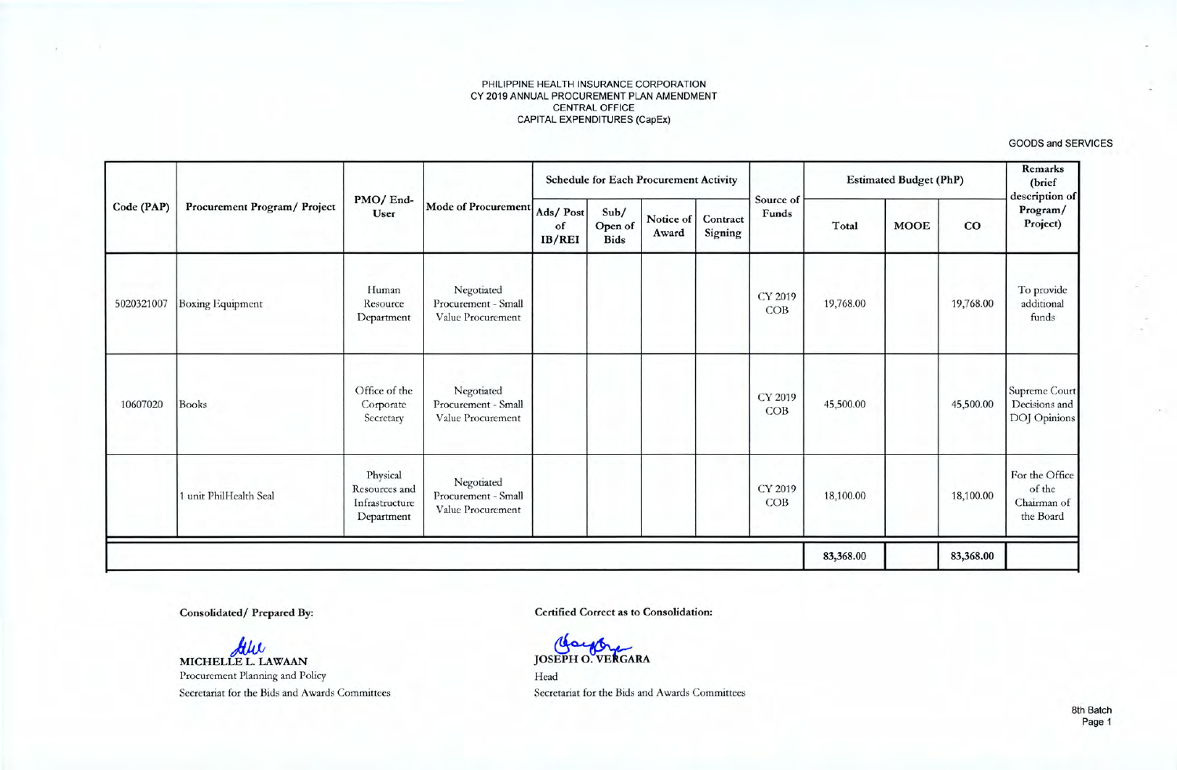PHILIPPINE HEALTH INSURANCE CORPORATION
CY 2019 ANNUAL PROCUREMENT PLAN AMENDMENT
CENTRAL OFFICE
CAPITAL EXPENDITURES (CapEx)

GOODS and SERVICES

| Code (PAP) | Procurement Program/ Project | PMO/ End-User | Mode of Procurement | Schedule for Each Procurement Activity | | | | Source of Funds | Estimated Budget (PhP) | | | Remarks (brief description of Program/ Project) |
|---|---|---|---|---|---|---|---|---|---|---|---|---|
| | | | | Ads/ Post of IB/REI | Sub/ Open of Bids | Notice of Award | Contract Signing | | Total | MOOE | CO | |
| 5020321007 | Boxing Equipment | Human Resource Department | Negotiated Procurement - Small Value Procurement | | | | | CY 2019 COB | 19,768.00 | | 19,768.00 | To provide additional funds |
| 10607020 | Books | Office of the Corporate Secretary | Negotiated Procurement - Small Value Procurement | | | | | CY 2019 COB | 45,500.00 | | 45,500.00 | Supreme Court Decisions and DOJ Opinions |
| | 1 unit PhilHealth Seal | Physical Resources and Infrastructure Department | Negotiated Procurement - Small Value Procurement | | | | | CY 2019 COB | 18,100.00 | | 18,100.00 | For the Office of the Chairman of the Board |
| | | | | | | | | | **83,368.00** | | **83,368.00** | |

**Consolidated/ Prepared By:**

**MICHELLE L. LAWAAN**
Procurement Planning and Policy
Secretariat for the Bids and Awards Committees

**Certified Correct as to Consolidation:**

**JOSEPH O. VERGARA**
Head
Secretariat for the Bids and Awards Committees

8th Batch